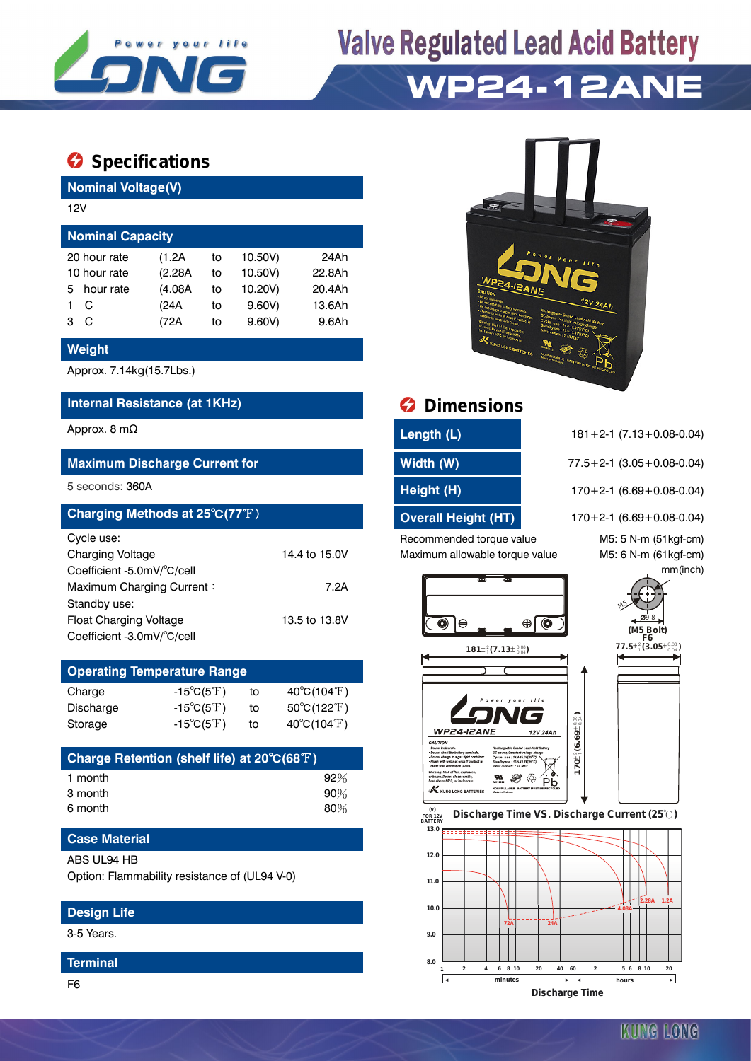# Valve Regulated Lead Acid Battery

# WP24-12ANE

## Specifications

### Nominal Voltage(V)

12V

### Nominal Capacity

| | | | | |
|---|---|---|---|---|
| 20 hour rate | (1.2A | to | 10.50V) | 24Ah |
| 10 hour rate | (2.28A | to | 10.50V) | 22.8Ah |
| 5 hour rate | (4.08A | to | 10.20V) | 20.4Ah |
| 1 C | (24A | to | 9.60V) | 13.6Ah |
| 3 C | (72A | to | 9.60V) | 9.6Ah |

### Weight

Approx. 7.14kg(15.7Lbs.)

### Internal Resistance (at 1KHz)

Approx. 8 mΩ

### Maximum Discharge Current for

5 seconds: 360A

### Charging Methods at 25℃(77℉)

Cycle use:
Charging Voltage 14.4 to 15.0V
Coefficient -5.0mV/℃/cell
Maximum Charging Current : 7.2A
Standby use:
Float Charging Voltage 13.5 to 13.8V
Coefficient -3.0mV/℃/cell

### Operating Temperature Range

| | | | |
|---|---|---|---|
| Charge | -15℃(5℉) | to | 40℃(104℉) |
| Discharge | -15℃(5℉) | to | 50℃(122℉) |
| Storage | -15℃(5℉) | to | 40℃(104℉) |

### Charge Retention (shelf life) at 20℃(68℉)

| | |
|---|---|
| 1 month | 92% |
| 3 month | 90% |
| 6 month | 80% |

### Case Material

ABS UL94 HB
Option: Flammability resistance of (UL94 V-0)

### Design Life

3-5 Years.

### Terminal

F6

## Dimensions

| | |
|---|---|
| Length (L) | 181+2-1 (7.13+0.08-0.04) |
| Width (W) | 77.5+2-1 (3.05+0.08-0.04) |
| Height (H) | 170+2-1 (6.69+0.08-0.04) |
| Overall Height (HT) | 170+2-1 (6.69+0.08-0.04) |

Recommended torque value M5: 5 N-m (51kgf-cm)
Maximum allowable torque value M5: 6 N-m (61kgf-cm)

mm(inch)

Discharge Time VS. Discharge Current (25℃)

Discharge Time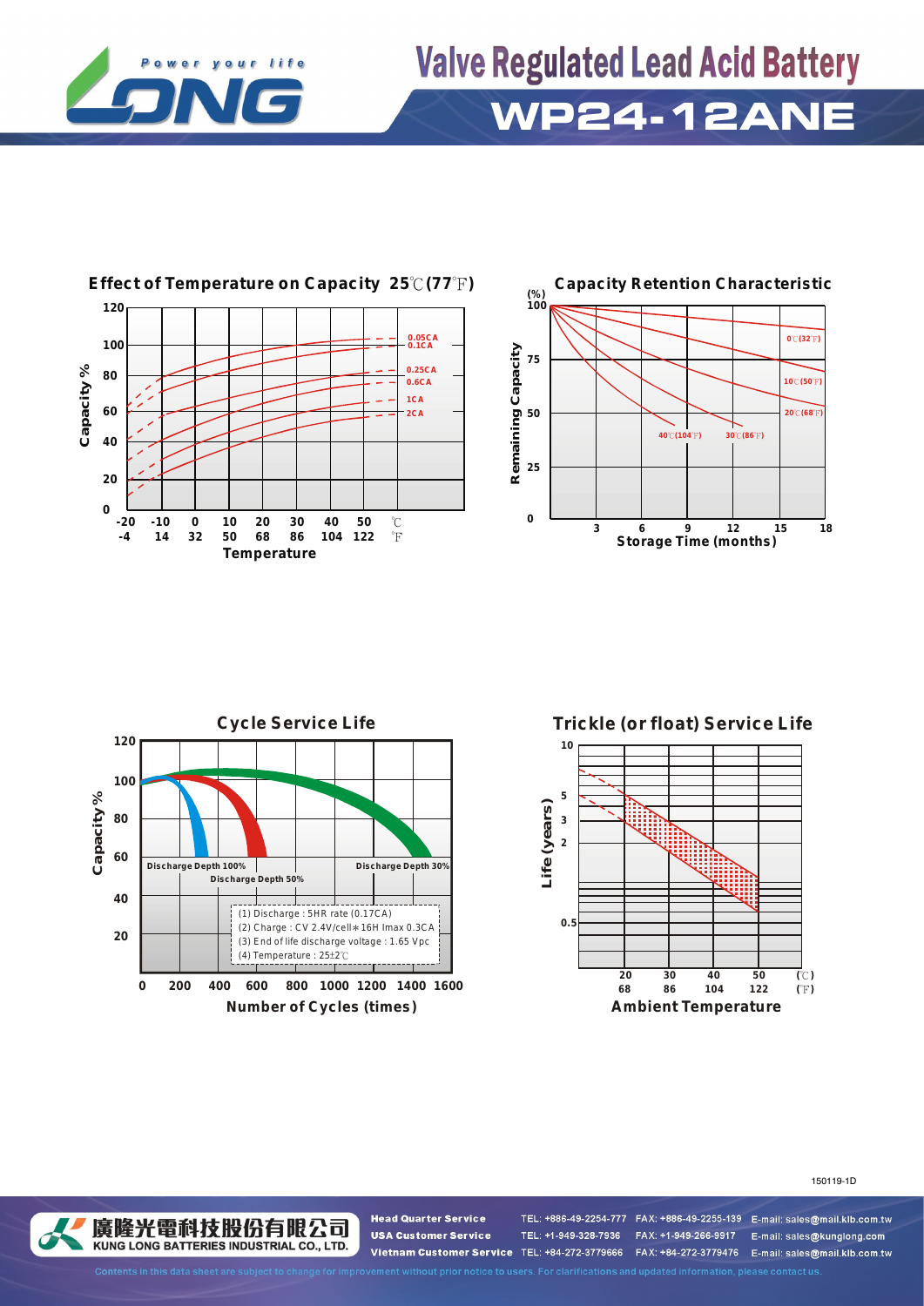# Valve Regulated Lead Acid Battery

## WP24-12ANE

### Effect of Temperature on Capacity 25℃(77℉)

Capacity %

120
100
80
60
40
20
0

0.05CA
0.1CA
0.25CA
0.6CA
1CA
2CA

-20 -10 0 10 20 30 40 50 ℃
-4 14 32 50 68 86 104 122 ℉

Temperature

### Capacity Retention Characteristic

(%)
100
75
50
25
0

Remaining Capacity

0℃(32℉)
10℃(50℉)
20℃(68℉)
30℃(86℉)
40℃(104℉)

3 6 9 12 15 18

Storage Time (months)

### Cycle Service Life

Capacity %

120
100
80
60
40
20

Discharge Depth 100%
Discharge Depth 50%
Discharge Depth 30%

(1) Discharge : 5HR rate (0.17CA)
(2) Charge : CV 2.4V/cell*16H Imax 0.3CA
(3) End of life discharge voltage : 1.65 Vpc
(4) Temperature : 25±2℃

0 200 400 600 800 1000 1200 1400 1600

Number of Cycles (times)

### Trickle (or float) Service Life

Life (years)

10
5
3
2
0.5

20 30 40 50 (℃)
68 86 104 122 (℉)

Ambient Temperature

150119-1D

廣隆光電科技股份有限公司
KUNG LONG BATTERIES INDUSTRIAL CO., LTD.

| | | | |
|---|---|---|---|
| Head Quarter Service | TEL: +886-49-2254-777 | FAX: +886-49-2255-139 | E-mail: sales@mail.klb.com.tw |
| USA Customer Service | TEL: +1-949-328-7936 | FAX: +1-949-266-9917 | E-mail: sales@kunglong.com |
| Vietnam Customer Service | TEL: +84-272-3779666 | FAX: +84-272-3779476 | E-mail: sales@mail.klb.com.tw |

Contents in this data sheet are subject to change for improvement without prior notice to users. For clarifications and updated information, please contact us.